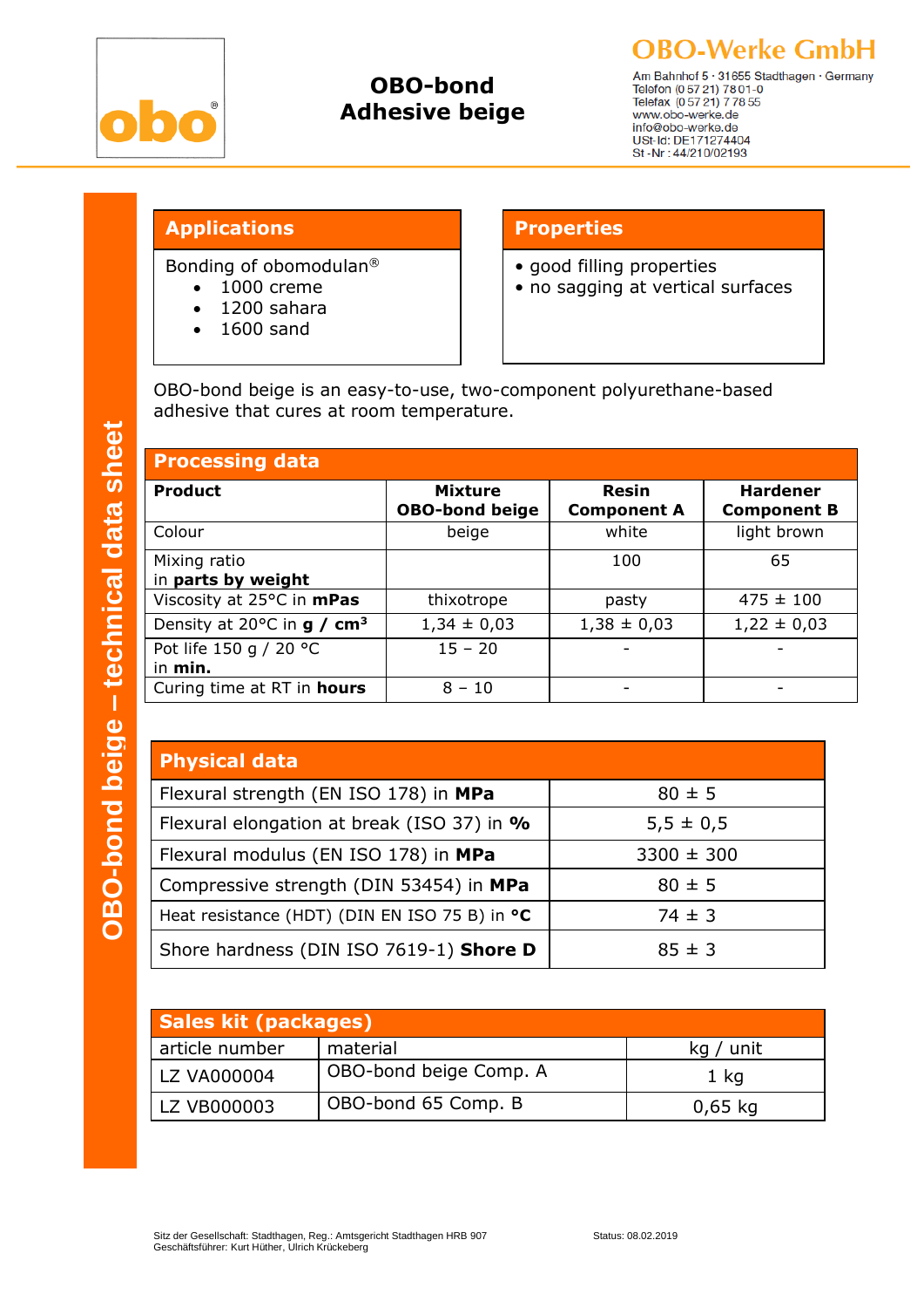# OBO-bond Adhesive beige

**OBO-Werke GmbH**
Am Bahnhof 5 · 31655 Stadthagen · Germany
Telefon (0 57 21) 78 01-0
Telefax (0 57 21) 7 78 55
www.obo-werke.de
info@obo-werke.de
USt-Id: DE171274404
St.-Nr.: 44/210/02193

OBO-bond beige – technical data sheet

## Applications

Bonding of obomodulan®

- 1000 creme
- 1200 sahara
- 1600 sand

## Properties

- good filling properties
- no sagging at vertical surfaces

OBO-bond beige is an easy-to-use, two-component polyurethane-based adhesive that cures at room temperature.

## Processing data

| Product | Mixture OBO-bond beige | Resin Component A | Hardener Component B |
|---|---|---|---|
| Colour | beige | white | light brown |
| Mixing ratio in **parts by weight** | | 100 | 65 |
| Viscosity at 25°C in **mPas** | thixotrope | pasty | 475 ± 100 |
| Density at 20°C in **g / cm³** | 1,34 ± 0,03 | 1,38 ± 0,03 | 1,22 ± 0,03 |
| Pot life 150 g / 20 °C in **min.** | 15 – 20 | - | - |
| Curing time at RT in **hours** | 8 – 10 | - | - |

## Physical data

| Property | Value |
|---|---|
| Flexural strength (EN ISO 178) in **MPa** | 80 ± 5 |
| Flexural elongation at break (ISO 37) in **%** | 5,5 ± 0,5 |
| Flexural modulus (EN ISO 178) in **MPa** | 3300 ± 300 |
| Compressive strength (DIN 53454) in **MPa** | 80 ± 5 |
| Heat resistance (HDT) (DIN EN ISO 75 B) in **°C** | 74 ± 3 |
| Shore hardness (DIN ISO 7619-1) **Shore D** | 85 ± 3 |

## Sales kit (packages)

| article number | material | kg / unit |
|---|---|---|
| LZ VA000004 | OBO-bond beige Comp. A | 1 kg |
| LZ VB000003 | OBO-bond 65 Comp. B | 0,65 kg |

Sitz der Gesellschaft: Stadthagen, Reg.: Amtsgericht Stadthagen HRB 907
Geschäftsführer: Kurt Hüther, Ulrich Krückeberg

Status: 08.02.2019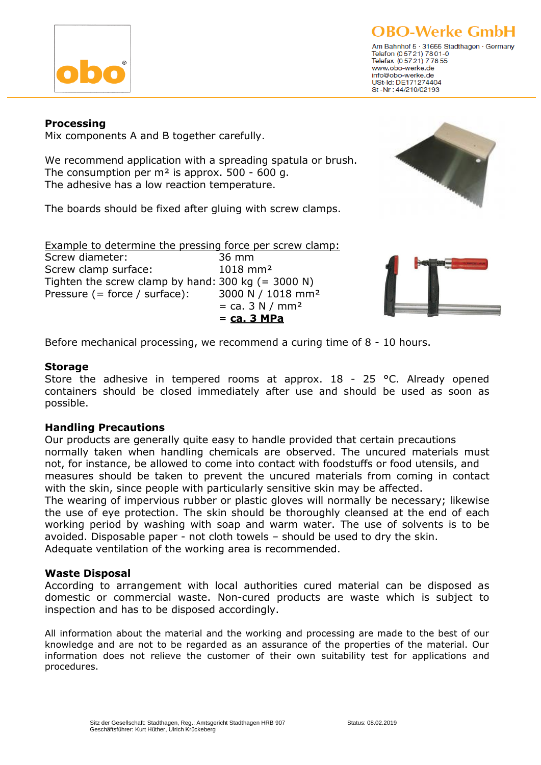**OBO-Werke GmbH**

Am Bahnhof 5 · 31655 Stadthagen · Germany
Telefon (0 57 21) 78 01-0
Telefax (0 57 21) 778 55
www.obo-werke.de
info@obo-werke.de
USt-Id: DE171274404
St -Nr : 44/210/02193

## Processing

Mix components A and B together carefully.

We recommend application with a spreading spatula or brush.
The consumption per m² is approx. 500 - 600 g.
The adhesive has a low reaction temperature.

The boards should be fixed after gluing with screw clamps.

Example to determine the pressing force per screw clamp:

| | |
|---|---|
| Screw diameter: | 36 mm |
| Screw clamp surface: | 1018 mm² |
| Tighten the screw clamp by hand: | 300 kg (= 3000 N) |
| Pressure (= force / surface): | 3000 N / 1018 mm² |
| | = ca. 3 N / mm² |
| | = **ca. 3 MPa** |

Before mechanical processing, we recommend a curing time of 8 - 10 hours.

## Storage

Store the adhesive in tempered rooms at approx. 18 - 25 °C. Already opened containers should be closed immediately after use and should be used as soon as possible.

## Handling Precautions

Our products are generally quite easy to handle provided that certain precautions normally taken when handling chemicals are observed. The uncured materials must not, for instance, be allowed to come into contact with foodstuffs or food utensils, and measures should be taken to prevent the uncured materials from coming in contact with the skin, since people with particularly sensitive skin may be affected.
The wearing of impervious rubber or plastic gloves will normally be necessary; likewise the use of eye protection. The skin should be thoroughly cleansed at the end of each working period by washing with soap and warm water. The use of solvents is to be avoided. Disposable paper - not cloth towels – should be used to dry the skin.
Adequate ventilation of the working area is recommended.

## Waste Disposal

According to arrangement with local authorities cured material can be disposed as domestic or commercial waste. Non-cured products are waste which is subject to inspection and has to be disposed accordingly.

All information about the material and the working and processing are made to the best of our knowledge and are not to be regarded as an assurance of the properties of the material. Our information does not relieve the customer of their own suitability test for applications and procedures.

Sitz der Gesellschaft: Stadthagen, Reg.: Amtsgericht Stadthagen HRB 907
Geschäftsführer: Kurt Hüther, Ulrich Krückeberg

Status: 08.02.2019